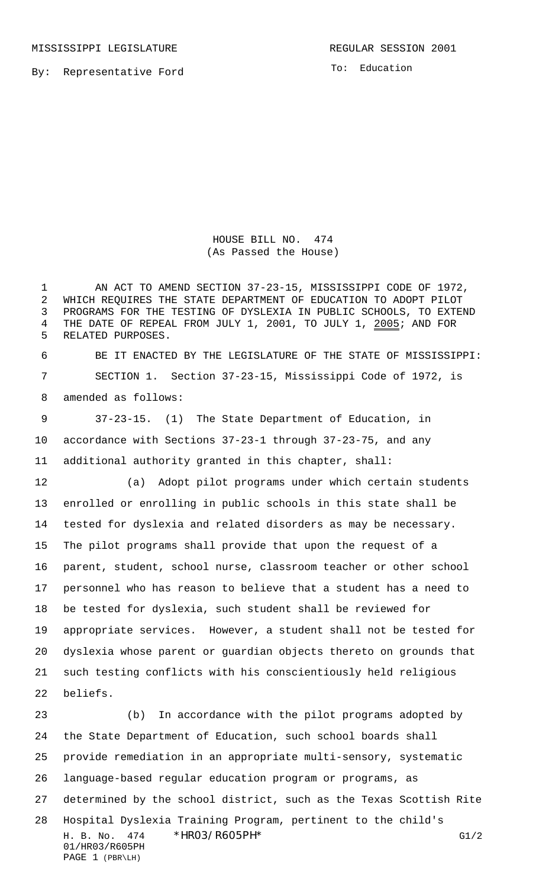MISSISSIPPI LEGISLATURE REGULAR SESSION 2001

By: Representative Ford

To: Education

# HOUSE BILL NO. 474
(As Passed the House)

AN ACT TO AMEND SECTION 37-23-15, MISSISSIPPI CODE OF 1972, WHICH REQUIRES THE STATE DEPARTMENT OF EDUCATION TO ADOPT PILOT PROGRAMS FOR THE TESTING OF DYSLEXIA IN PUBLIC SCHOOLS, TO EXTEND THE DATE OF REPEAL FROM JULY 1, 2001, TO JULY 1, 2005; AND FOR RELATED PURPOSES.

BE IT ENACTED BY THE LEGISLATURE OF THE STATE OF MISSISSIPPI:

SECTION 1. Section 37-23-15, Mississippi Code of 1972, is amended as follows:

37-23-15. (1) The State Department of Education, in accordance with Sections 37-23-1 through 37-23-75, and any additional authority granted in this chapter, shall:

(a) Adopt pilot programs under which certain students enrolled or enrolling in public schools in this state shall be tested for dyslexia and related disorders as may be necessary. The pilot programs shall provide that upon the request of a parent, student, school nurse, classroom teacher or other school personnel who has reason to believe that a student has a need to be tested for dyslexia, such student shall be reviewed for appropriate services. However, a student shall not be tested for dyslexia whose parent or guardian objects thereto on grounds that such testing conflicts with his conscientiously held religious beliefs.

(b) In accordance with the pilot programs adopted by the State Department of Education, such school boards shall provide remediation in an appropriate multi-sensory, systematic language-based regular education program or programs, as determined by the school district, such as the Texas Scottish Rite Hospital Dyslexia Training Program, pertinent to the child's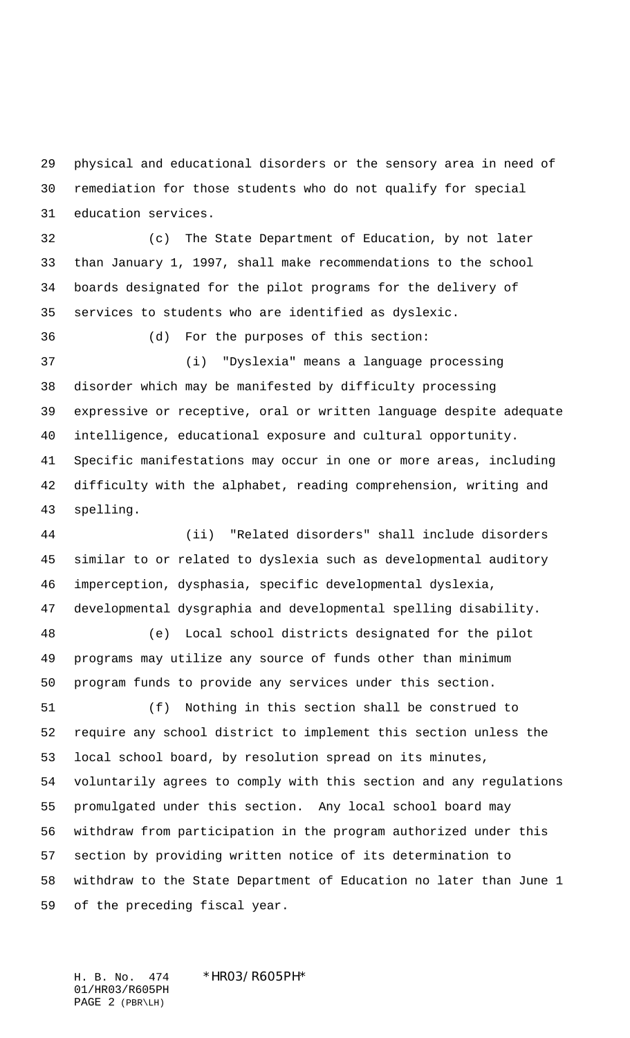physical and educational disorders or the sensory area in need of remediation for those students who do not qualify for special education services.

(c) The State Department of Education, by not later than January 1, 1997, shall make recommendations to the school boards designated for the pilot programs for the delivery of services to students who are identified as dyslexic.

(d) For the purposes of this section:

(i) "Dyslexia" means a language processing disorder which may be manifested by difficulty processing expressive or receptive, oral or written language despite adequate intelligence, educational exposure and cultural opportunity. Specific manifestations may occur in one or more areas, including difficulty with the alphabet, reading comprehension, writing and spelling.

(ii) "Related disorders" shall include disorders similar to or related to dyslexia such as developmental auditory imperception, dysphasia, specific developmental dyslexia, developmental dysgraphia and developmental spelling disability.

(e) Local school districts designated for the pilot programs may utilize any source of funds other than minimum program funds to provide any services under this section.

(f) Nothing in this section shall be construed to require any school district to implement this section unless the local school board, by resolution spread on its minutes, voluntarily agrees to comply with this section and any regulations promulgated under this section. Any local school board may withdraw from participation in the program authorized under this section by providing written notice of its determination to withdraw to the State Department of Education no later than June 1 of the preceding fiscal year.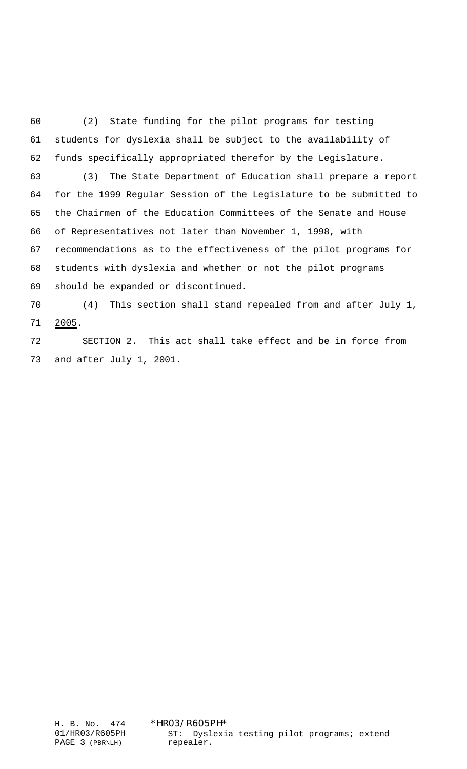(2) State funding for the pilot programs for testing students for dyslexia shall be subject to the availability of funds specifically appropriated therefor by the Legislature.

(3) The State Department of Education shall prepare a report for the 1999 Regular Session of the Legislature to be submitted to the Chairmen of the Education Committees of the Senate and House of Representatives not later than November 1, 1998, with recommendations as to the effectiveness of the pilot programs for students with dyslexia and whether or not the pilot programs should be expanded or discontinued.

(4) This section shall stand repealed from and after July 1, 2005.

SECTION 2. This act shall take effect and be in force from and after July 1, 2001.